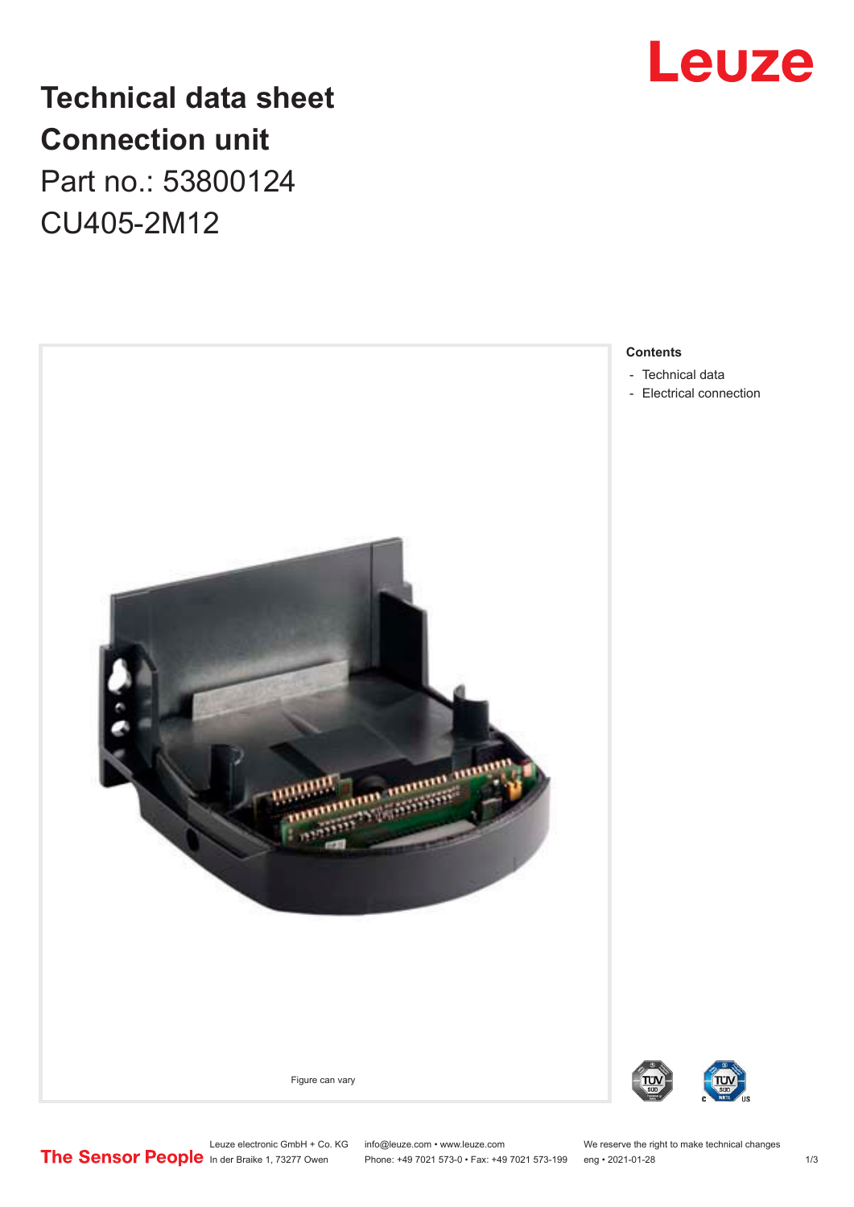# Technical data sheet
# Connection unit

Part no.: 53800124

CU405-2M12

Figure can vary

**Contents**

- Technical data
- Electrical connection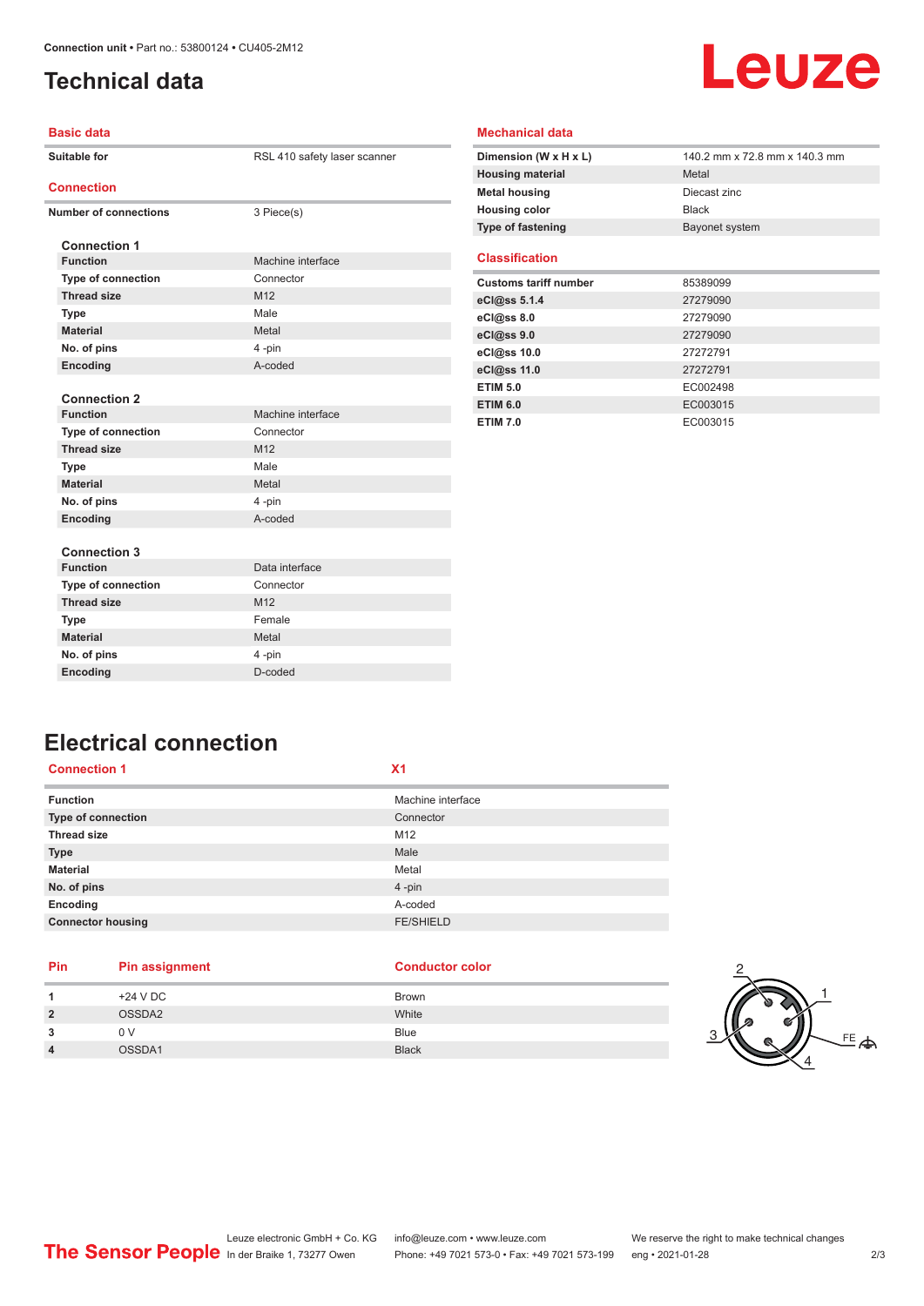# Technical data

## Basic data

| | |
|---|---|
| Suitable for | RSL 410 safety laser scanner |

## Connection

| | |
|---|---|
| Number of connections | 3 Piece(s) |

**Connection 1**

| | |
|---|---|
| Function | Machine interface |
| Type of connection | Connector |
| Thread size | M12 |
| Type | Male |
| Material | Metal |
| No. of pins | 4 -pin |
| Encoding | A-coded |

**Connection 2**

| | |
|---|---|
| Function | Machine interface |
| Type of connection | Connector |
| Thread size | M12 |
| Type | Male |
| Material | Metal |
| No. of pins | 4 -pin |
| Encoding | A-coded |

**Connection 3**

| | |
|---|---|
| Function | Data interface |
| Type of connection | Connector |
| Thread size | M12 |
| Type | Female |
| Material | Metal |
| No. of pins | 4 -pin |
| Encoding | D-coded |

## Mechanical data

| | |
|---|---|
| Dimension (W x H x L) | 140.2 mm x 72.8 mm x 140.3 mm |
| Housing material | Metal |
| Metal housing | Diecast zinc |
| Housing color | Black |
| Type of fastening | Bayonet system |

## Classification

| | |
|---|---|
| Customs tariff number | 85389099 |
| eCl@ss 5.1.4 | 27279090 |
| eCl@ss 8.0 | 27279090 |
| eCl@ss 9.0 | 27279090 |
| eCl@ss 10.0 | 27272791 |
| eCl@ss 11.0 | 27272791 |
| ETIM 5.0 | EC002498 |
| ETIM 6.0 | EC003015 |
| ETIM 7.0 | EC003015 |

# Electrical connection

| Connection 1 | X1 |
|---|---|
| Function | Machine interface |
| Type of connection | Connector |
| Thread size | M12 |
| Type | Male |
| Material | Metal |
| No. of pins | 4 -pin |
| Encoding | A-coded |
| Connector housing | FE/SHIELD |

| Pin | Pin assignment | Conductor color |
|---|---|---|
| 1 | +24 V DC | Brown |
| 2 | OSSDA2 | White |
| 3 | 0 V | Blue |
| 4 | OSSDA1 | Black |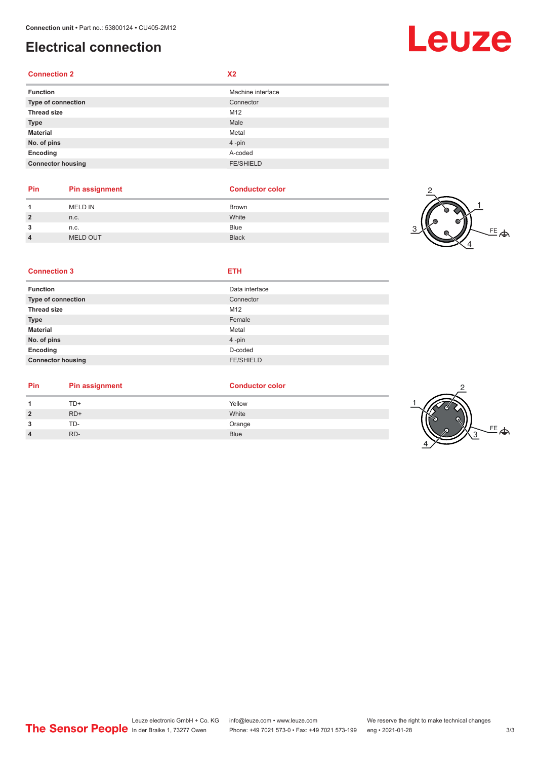# Electrical connection

| Connection 2 | X2 |
|---|---|
| **Function** | Machine interface |
| **Type of connection** | Connector |
| **Thread size** | M12 |
| **Type** | Male |
| **Material** | Metal |
| **No. of pins** | 4 -pin |
| **Encoding** | A-coded |
| **Connector housing** | FE/SHIELD |

| Pin | Pin assignment | Conductor color |
|---|---|---|
| 1 | MELD IN | Brown |
| 2 | n.c. | White |
| 3 | n.c. | Blue |
| 4 | MELD OUT | Black |

2
1
3
FE
4

| Connection 3 | ETH |
|---|---|
| **Function** | Data interface |
| **Type of connection** | Connector |
| **Thread size** | M12 |
| **Type** | Female |
| **Material** | Metal |
| **No. of pins** | 4 -pin |
| **Encoding** | D-coded |
| **Connector housing** | FE/SHIELD |

| Pin | Pin assignment | Conductor color |
|---|---|---|
| 1 | TD+ | Yellow |
| 2 | RD+ | White |
| 3 | TD- | Orange |
| 4 | RD- | Blue |

2
1
FE
3
4